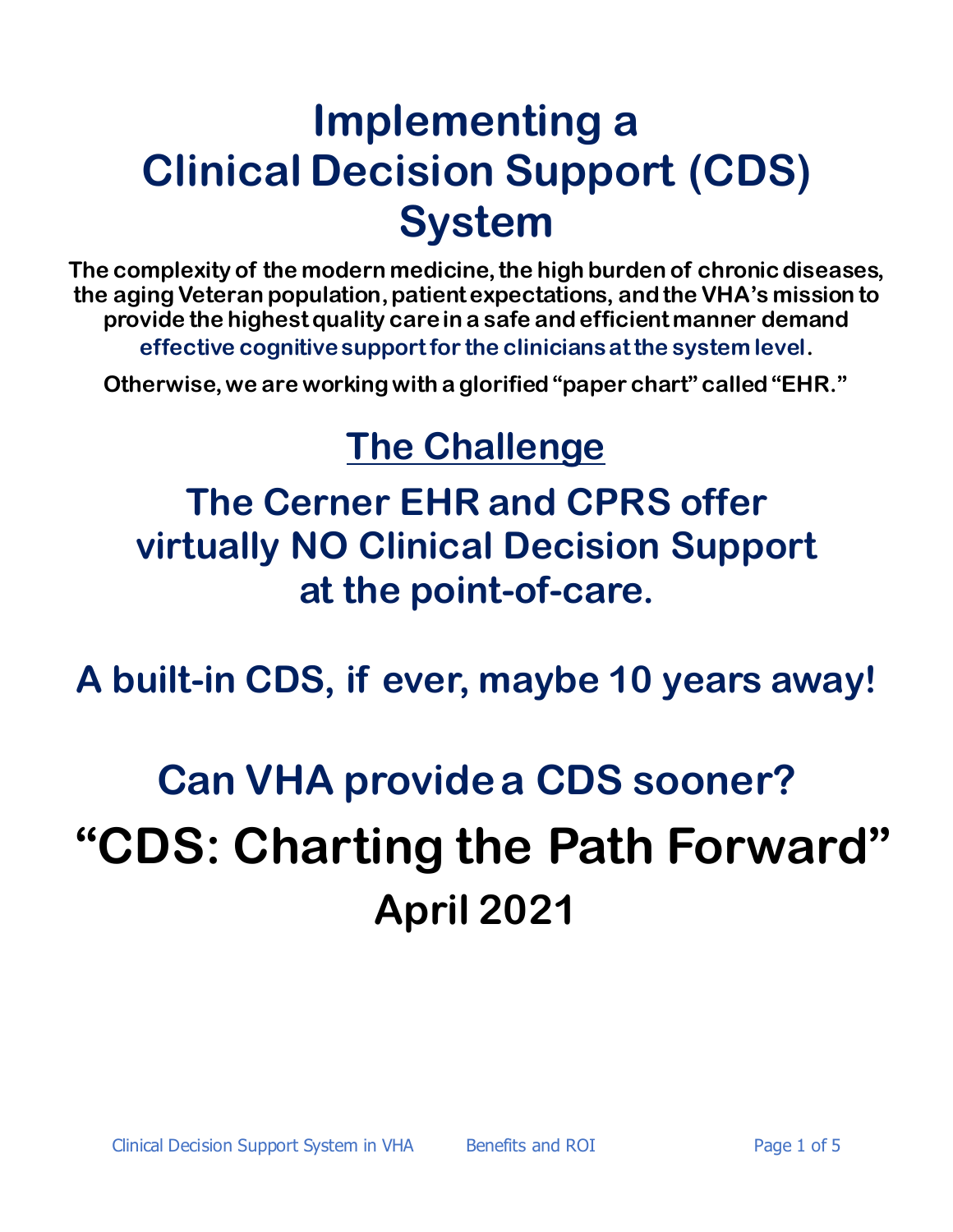# Implementing a Clinical Decision Support (CDS) System

**The complexity of the modern medicine, the high burden of chronic diseases, the aging Veteran population, patient expectations, and the VHA's mission to provide the highest quality care in a safe and efficient manner demand effective cognitive support for the clinicians at the system level.**

**Otherwise, we are working with a glorified "paper chart" called "EHR."**

## The Challenge

## The Cerner EHR and CPRS offer virtually NO Clinical Decision Support at the point-of-care.

## A built-in CDS, if ever, maybe 10 years away!

## Can VHA provide a CDS sooner?

# "CDS: Charting the Path Forward"

## April 2021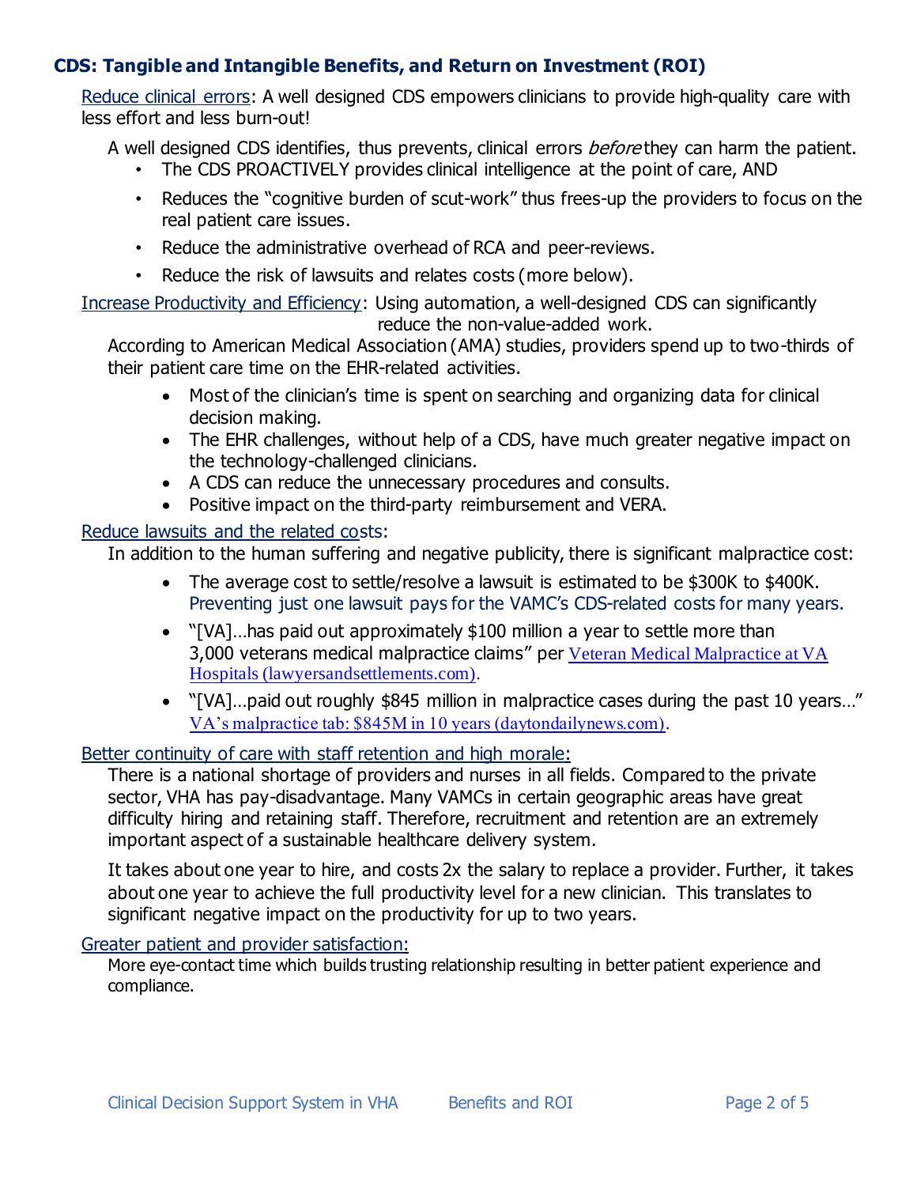## CDS: Tangible and Intangible Benefits, and Return on Investment (ROI)

Reduce clinical errors: A well designed CDS empowers clinicians to provide high-quality care with less effort and less burn-out!

A well designed CDS identifies, thus prevents, clinical errors *before* they can harm the patient.

- The CDS PROACTIVELY provides clinical intelligence at the point of care, AND
- Reduces the "cognitive burden of scut-work" thus frees-up the providers to focus on the real patient care issues.
- Reduce the administrative overhead of RCA and peer-reviews.
- Reduce the risk of lawsuits and relates costs (more below).

Increase Productivity and Efficiency: Using automation, a well-designed CDS can significantly reduce the non-value-added work.

According to American Medical Association (AMA) studies, providers spend up to two-thirds of their patient care time on the EHR-related activities.

- Most of the clinician's time is spent on searching and organizing data for clinical decision making.
- The EHR challenges, without help of a CDS, have much greater negative impact on the technology-challenged clinicians.
- A CDS can reduce the unnecessary procedures and consults.
- Positive impact on the third-party reimbursement and VERA.

Reduce lawsuits and the related costs:

In addition to the human suffering and negative publicity, there is significant malpractice cost:

- The average cost to settle/resolve a lawsuit is estimated to be $300K to $400K. Preventing just one lawsuit pays for the VAMC's CDS-related costs for many years.
- "[VA]…has paid out approximately $100 million a year to settle more than 3,000 veterans medical malpractice claims" per Veteran Medical Malpractice at VA Hospitals (lawyersandsettlements.com).
- "[VA]…paid out roughly $845 million in malpractice cases during the past 10 years…" VA's malpractice tab: $845M in 10 years (daytondailynews.com).

Better continuity of care with staff retention and high morale:

There is a national shortage of providers and nurses in all fields. Compared to the private sector, VHA has pay-disadvantage. Many VAMCs in certain geographic areas have great difficulty hiring and retaining staff. Therefore, recruitment and retention are an extremely important aspect of a sustainable healthcare delivery system.

It takes about one year to hire, and costs 2x the salary to replace a provider. Further, it takes about one year to achieve the full productivity level for a new clinician. This translates to significant negative impact on the productivity for up to two years.

Greater patient and provider satisfaction:

More eye-contact time which builds trusting relationship resulting in better patient experience and compliance.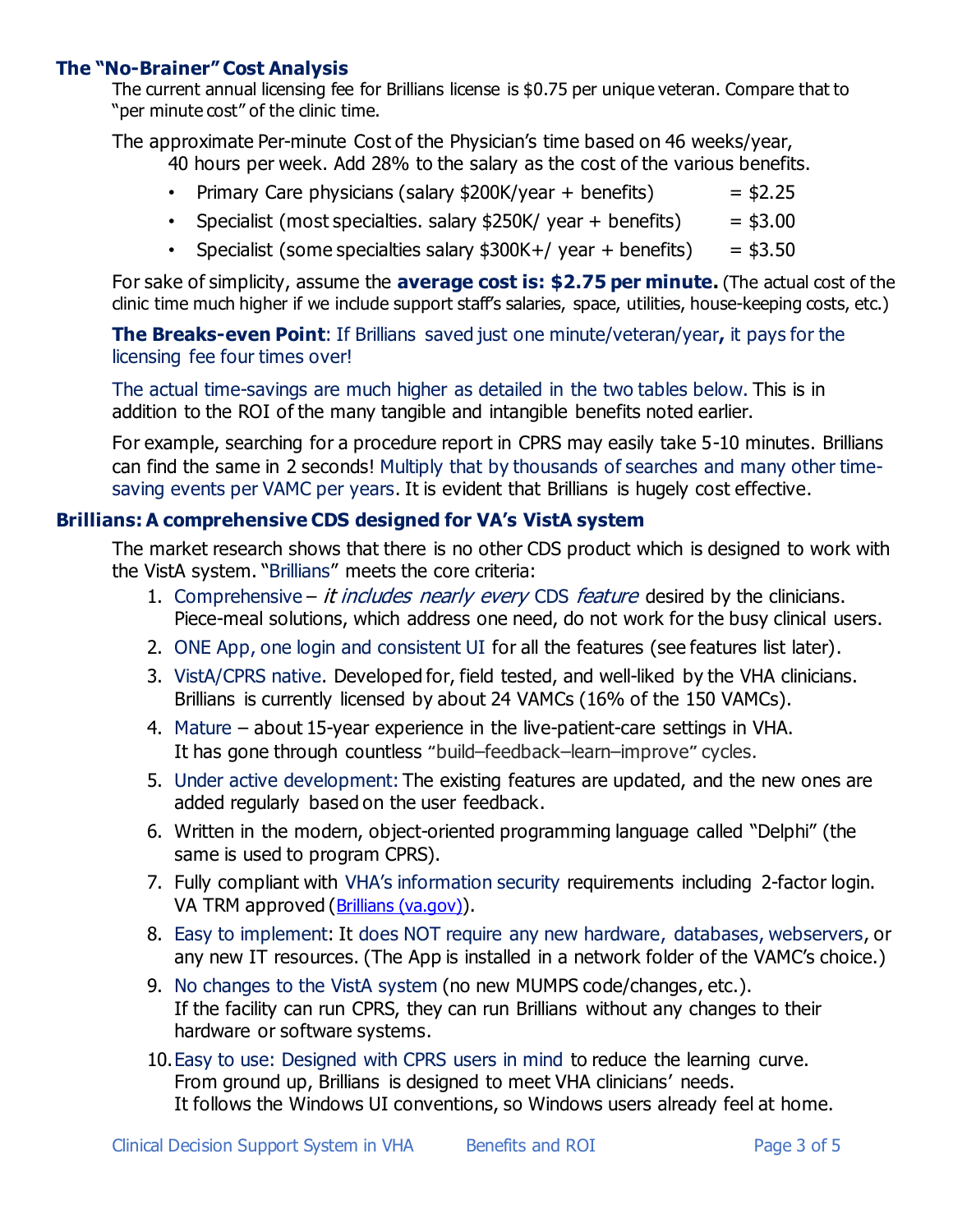## The "No-Brainer" Cost Analysis

The current annual licensing fee for Brillians license is $0.75 per unique veteran. Compare that to "per minute cost" of the clinic time.

The approximate Per-minute Cost of the Physician's time based on 46 weeks/year, 40 hours per week. Add 28% to the salary as the cost of the various benefits.

- Primary Care physicians (salary $200K/year + benefits) = $2.25
- Specialist (most specialties. salary $250K/ year + benefits) = $3.00
- Specialist (some specialties salary $300K+/ year + benefits) = $3.50

For sake of simplicity, assume the **average cost is: $2.75 per minute.** (The actual cost of the clinic time much higher if we include support staff's salaries, space, utilities, house-keeping costs, etc.)

**The Breaks-even Point**: If Brillians saved just one minute/veteran/year**,** it pays for the licensing fee four times over!

The actual time-savings are much higher as detailed in the two tables below. This is in addition to the ROI of the many tangible and intangible benefits noted earlier.

For example, searching for a procedure report in CPRS may easily take 5-10 minutes. Brillians can find the same in 2 seconds! Multiply that by thousands of searches and many other time-saving events per VAMC per years. It is evident that Brillians is hugely cost effective.

## Brillians: A comprehensive CDS designed for VA's VistA system

The market research shows that there is no other CDS product which is designed to work with the VistA system. "Brillians" meets the core criteria:

1. Comprehensive – *it includes nearly every* CDS *feature* desired by the clinicians. Piece-meal solutions, which address one need, do not work for the busy clinical users.
2. ONE App, one login and consistent UI for all the features (see features list later).
3. VistA/CPRS native. Developed for, field tested, and well-liked by the VHA clinicians. Brillians is currently licensed by about 24 VAMCs (16% of the 150 VAMCs).
4. Mature – about 15-year experience in the live-patient-care settings in VHA. It has gone through countless "build–feedback–learn–improve" cycles.
5. Under active development: The existing features are updated, and the new ones are added regularly based on the user feedback.
6. Written in the modern, object-oriented programming language called "Delphi" (the same is used to program CPRS).
7. Fully compliant with VHA's information security requirements including 2-factor login. VA TRM approved (Brillians (va.gov)).
8. Easy to implement: It does NOT require any new hardware, databases, webservers, or any new IT resources. (The App is installed in a network folder of the VAMC's choice.)
9. No changes to the VistA system (no new MUMPS code/changes, etc.). If the facility can run CPRS, they can run Brillians without any changes to their hardware or software systems.
10. Easy to use: Designed with CPRS users in mind to reduce the learning curve. From ground up, Brillians is designed to meet VHA clinicians' needs. It follows the Windows UI conventions, so Windows users already feel at home.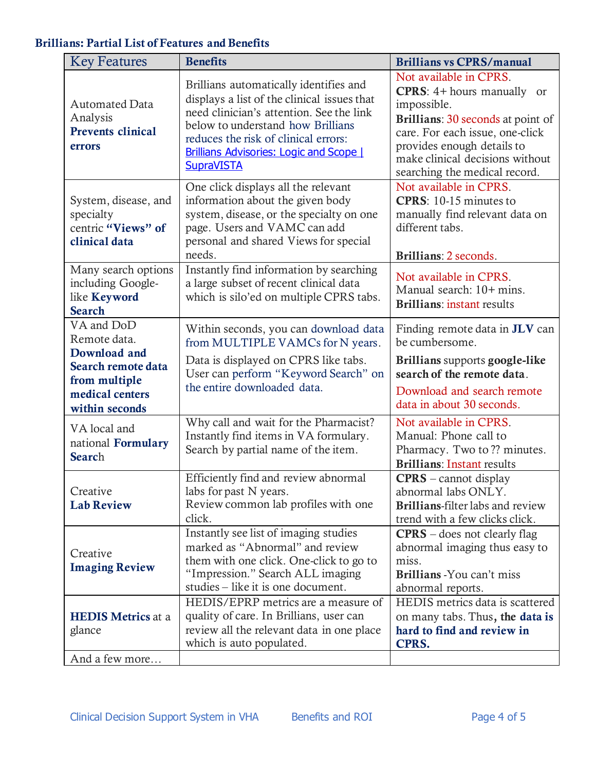### Brillians: Partial List of Features and Benefits

| Key Features | Benefits | Brillians vs CPRS/manual |
|---|---|---|
| Automated Data Analysis **Prevents clinical errors** | Brillians automatically identifies and displays a list of the clinical issues that need clinician's attention. See the link below to understand how Brillians reduces the risk of clinical errors: [Brillians Advisories: Logic and Scope \| SupraVISTA]() | Not available in CPRS. **CPRS**: 4+ hours manually or impossible. **Brillians**: 30 seconds at point of care. For each issue, one-click provides enough details to make clinical decisions without searching the medical record. |
| System, disease, and specialty centric **"Views" of clinical data** | One click displays all the relevant information about the given body system, disease, or the specialty on one page. Users and VAMC can add personal and shared Views for special needs. | Not available in CPRS. **CPRS**: 10-15 minutes to manually find relevant data on different tabs. **Brillians**: 2 seconds. |
| Many search options including Google-like **Keyword Search** | Instantly find information by searching a large subset of recent clinical data which is silo'ed on multiple CPRS tabs. | Not available in CPRS. Manual search: 10+ mins. **Brillians**: instant results |
| VA and DoD Remote data. **Download and Search remote data from multiple medical centers within seconds** | Within seconds, you can download data from MULTIPLE VAMCs for N years. Data is displayed on CPRS like tabs. User can perform "Keyword Search" on the entire downloaded data. | Finding remote data in **JLV** can be cumbersome. **Brillians** supports **google-like search of the remote data**. Download and search remote data in about 30 seconds. |
| VA local and national **Formulary Search** | Why call and wait for the Pharmacist? Instantly find items in VA formulary. Search by partial name of the item. | Not available in CPRS. Manual: Phone call to Pharmacy. Two to ?? minutes. **Brillians**: Instant results |
| Creative **Lab Review** | Efficiently find and review abnormal labs for past N years. Review common lab profiles with one click. | **CPRS** – cannot display abnormal labs ONLY. **Brillians**-filter labs and review trend with a few clicks click. |
| Creative **Imaging Review** | Instantly see list of imaging studies marked as "Abnormal" and review them with one click. One-click to go to "Impression." Search ALL imaging studies – like it is one document. | **CPRS** – does not clearly flag abnormal imaging thus easy to miss. **Brillians** -You can't miss abnormal reports. |
| **HEDIS Metrics** at a glance | HEDIS/EPRP metrics are a measure of quality of care. In Brillians, user can review all the relevant data in one place which is auto populated. | HEDIS metrics data is scattered on many tabs. Thus**, the data is hard to find and review in CPRS.** |
| And a few more… | | |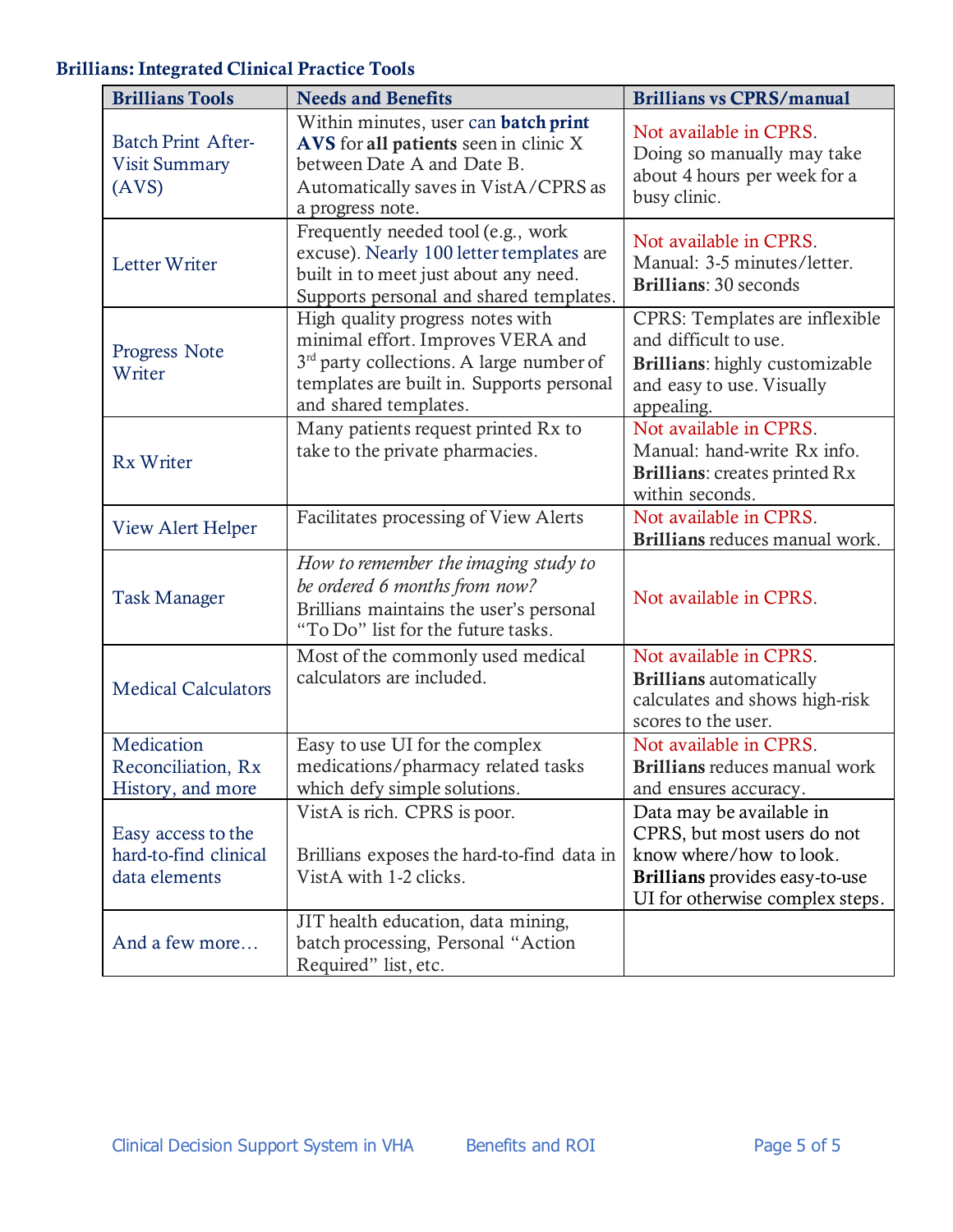## Brillians: Integrated Clinical Practice Tools

| Brillians Tools | Needs and Benefits | Brillians vs CPRS/manual |
|---|---|---|
| Batch Print After-Visit Summary (AVS) | Within minutes, user can **batch print AVS** for **all patients** seen in clinic X between Date A and Date B. Automatically saves in VistA/CPRS as a progress note. | Not available in CPRS. Doing so manually may take about 4 hours per week for a busy clinic. |
| Letter Writer | Frequently needed tool (e.g., work excuse). Nearly 100 letter templates are built in to meet just about any need. Supports personal and shared templates. | Not available in CPRS. Manual: 3-5 minutes/letter. **Brillians**: 30 seconds |
| Progress Note Writer | High quality progress notes with minimal effort. Improves VERA and 3rd party collections. A large number of templates are built in. Supports personal and shared templates. | CPRS: Templates are inflexible and difficult to use. **Brillians**: highly customizable and easy to use. Visually appealing. |
| Rx Writer | Many patients request printed Rx to take to the private pharmacies. | Not available in CPRS. Manual: hand-write Rx info. **Brillians**: creates printed Rx within seconds. |
| View Alert Helper | Facilitates processing of View Alerts | Not available in CPRS. **Brillians** reduces manual work. |
| Task Manager | *How to remember the imaging study to be ordered 6 months from now?* Brillians maintains the user's personal "To Do" list for the future tasks. | Not available in CPRS. |
| Medical Calculators | Most of the commonly used medical calculators are included. | Not available in CPRS. **Brillians** automatically calculates and shows high-risk scores to the user. |
| Medication Reconciliation, Rx History, and more | Easy to use UI for the complex medications/pharmacy related tasks which defy simple solutions. | Not available in CPRS. **Brillians** reduces manual work and ensures accuracy. |
| Easy access to the hard-to-find clinical data elements | VistA is rich. CPRS is poor. Brillians exposes the hard-to-find data in VistA with 1-2 clicks. | Data may be available in CPRS, but most users do not know where/how to look. **Brillians** provides easy-to-use UI for otherwise complex steps. |
| And a few more… | JIT health education, data mining, batch processing, Personal "Action Required" list, etc. | |